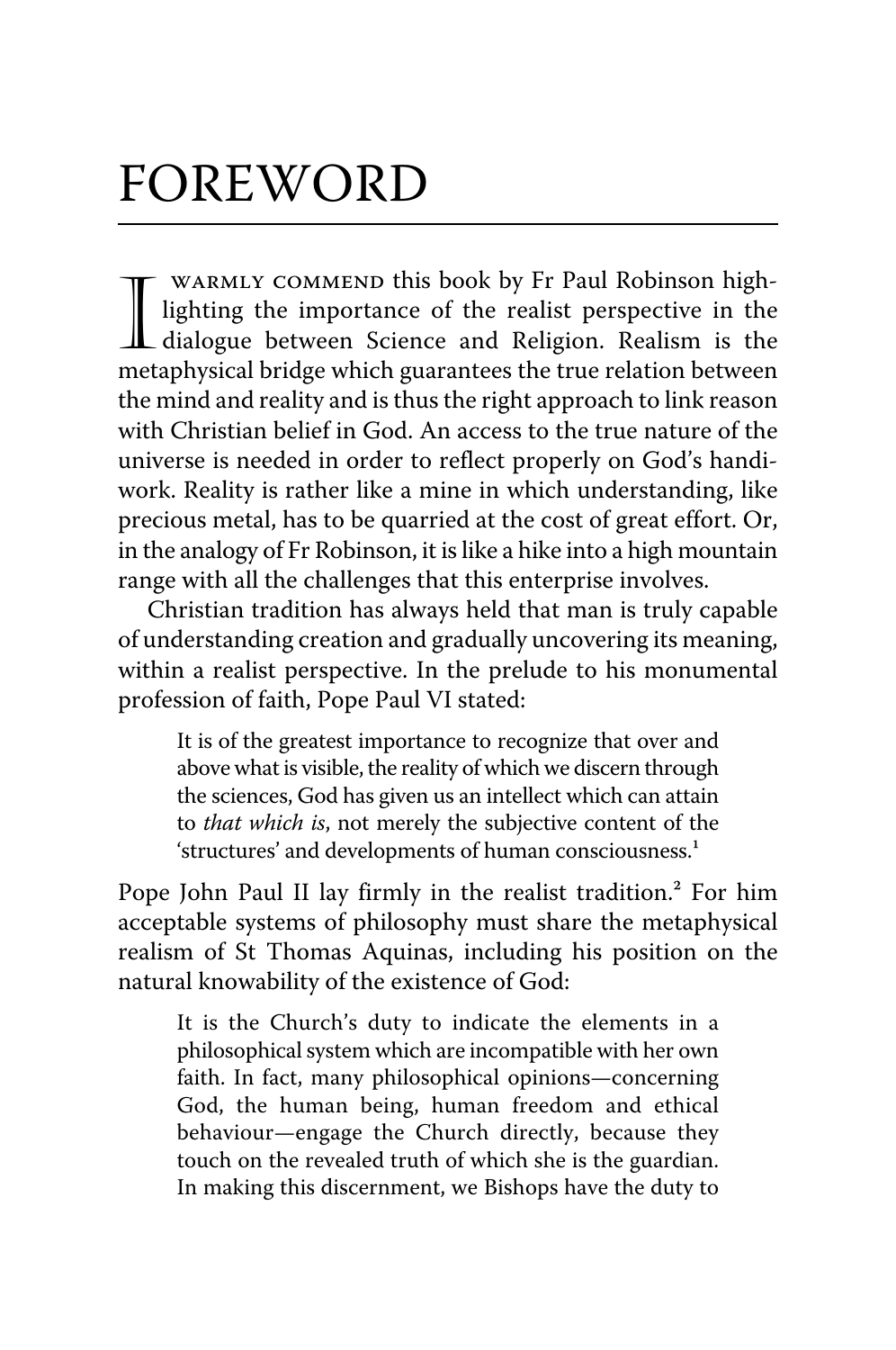# FOREWORD

I WARMLY COMMEND this book by Fr Paul Robinson highlighting the importance of the realist perspective in the dialogue between Science and Religion. Realism is the metaphysical bridge which guarantees the true relation between the mind and reality and is thus the right approach to link reason with Christian belief in God. An access to the true nature of the universe is needed in order to reflect properly on God's handiwork. Reality is rather like a mine in which understanding, like precious metal, has to be quarried at the cost of great effort. Or, in the analogy of Fr Robinson, it is like a hike into a high mountain range with all the challenges that this enterprise involves.

Christian tradition has always held that man is truly capable of understanding creation and gradually uncovering its meaning, within a realist perspective. In the prelude to his monumental profession of faith, Pope Paul VI stated:

> It is of the greatest importance to recognize that over and above what is visible, the reality of which we discern through the sciences, God has given us an intellect which can attain to *that which is*, not merely the subjective content of the 'structures' and developments of human consciousness.[1]

Pope John Paul II lay firmly in the realist tradition.[2] For him acceptable systems of philosophy must share the metaphysical realism of St Thomas Aquinas, including his position on the natural knowability of the existence of God:

> It is the Church's duty to indicate the elements in a philosophical system which are incompatible with her own faith. In fact, many philosophical opinions—concerning God, the human being, human freedom and ethical behaviour—engage the Church directly, because they touch on the revealed truth of which she is the guardian. In making this discernment, we Bishops have the duty to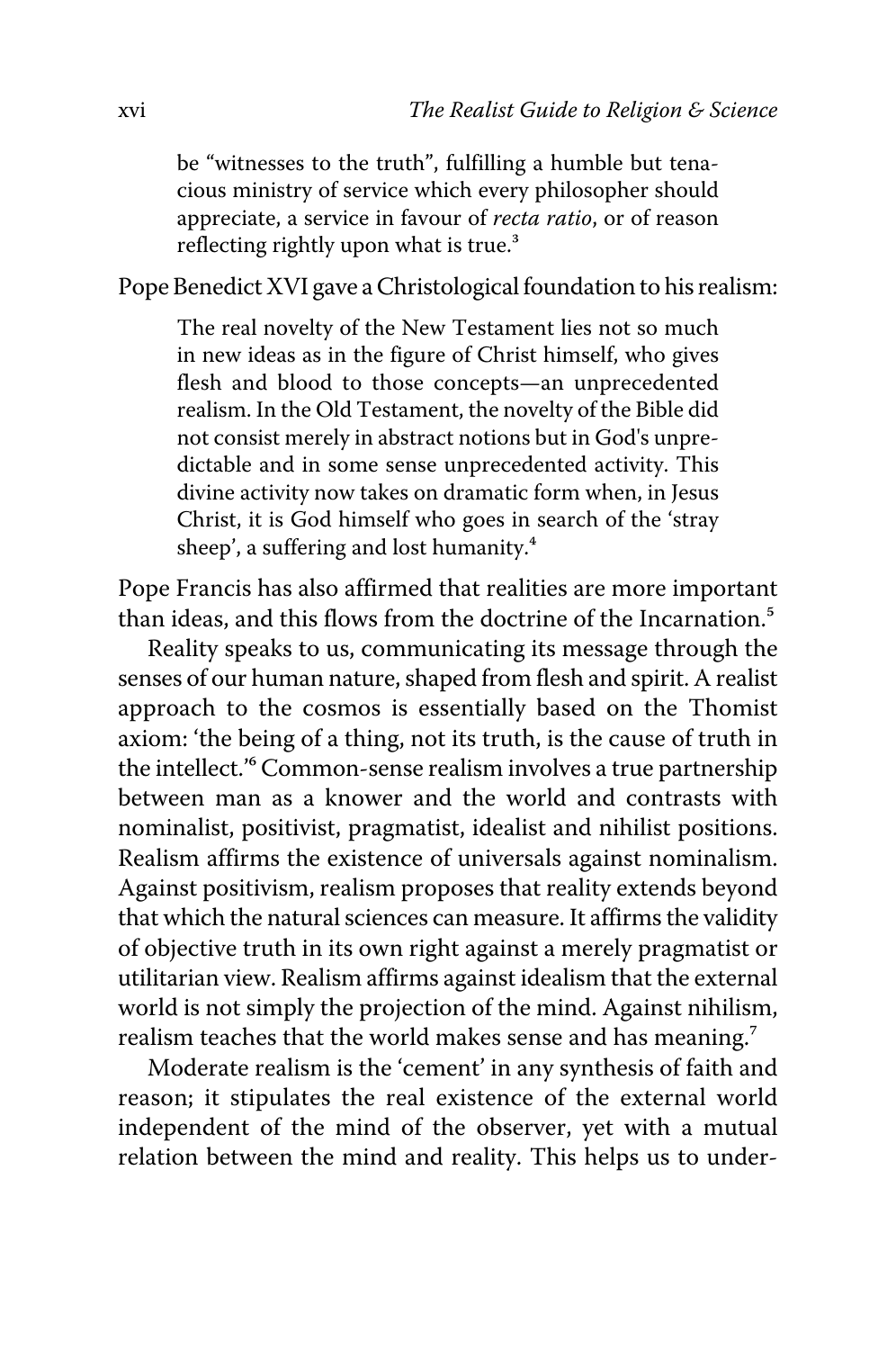> be "witnesses to the truth", fulfilling a humble but tenacious ministry of service which every philosopher should appreciate, a service in favour of *recta ratio*, or of reason reflecting rightly upon what is true.[3]

Pope Benedict XVI gave a Christological foundation to his realism:

> The real novelty of the New Testament lies not so much in new ideas as in the figure of Christ himself, who gives flesh and blood to those concepts—an unprecedented realism. In the Old Testament, the novelty of the Bible did not consist merely in abstract notions but in God's unpredictable and in some sense unprecedented activity. This divine activity now takes on dramatic form when, in Jesus Christ, it is God himself who goes in search of the 'stray sheep', a suffering and lost humanity.[4]

Pope Francis has also affirmed that realities are more important than ideas, and this flows from the doctrine of the Incarnation.[5]

Reality speaks to us, communicating its message through the senses of our human nature, shaped from flesh and spirit. A realist approach to the cosmos is essentially based on the Thomist axiom: 'the being of a thing, not its truth, is the cause of truth in the intellect.'[6] Common-sense realism involves a true partnership between man as a knower and the world and contrasts with nominalist, positivist, pragmatist, idealist and nihilist positions. Realism affirms the existence of universals against nominalism. Against positivism, realism proposes that reality extends beyond that which the natural sciences can measure. It affirms the validity of objective truth in its own right against a merely pragmatist or utilitarian view. Realism affirms against idealism that the external world is not simply the projection of the mind. Against nihilism, realism teaches that the world makes sense and has meaning.[7]

Moderate realism is the 'cement' in any synthesis of faith and reason; it stipulates the real existence of the external world independent of the mind of the observer, yet with a mutual relation between the mind and reality. This helps us to under-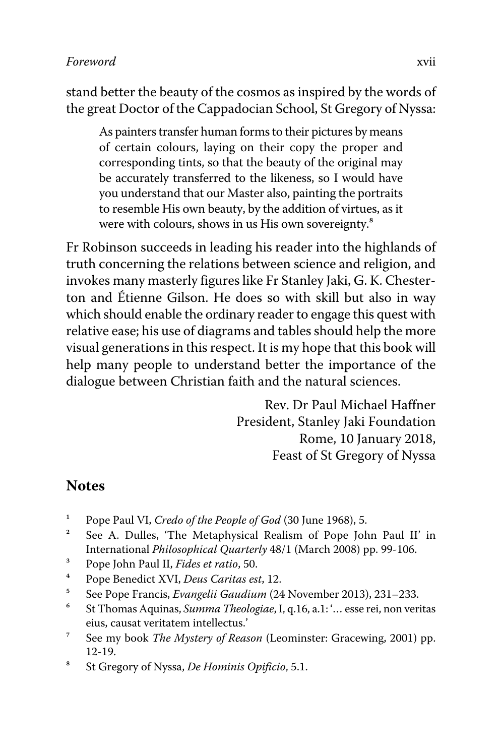stand better the beauty of the cosmos as inspired by the words of the great Doctor of the Cappadocian School, St Gregory of Nyssa:

> As painters transfer human forms to their pictures by means of certain colours, laying on their copy the proper and corresponding tints, so that the beauty of the original may be accurately transferred to the likeness, so I would have you understand that our Master also, painting the portraits to resemble His own beauty, by the addition of virtues, as it were with colours, shows in us His own sovereignty.[8]

Fr Robinson succeeds in leading his reader into the highlands of truth concerning the relations between science and religion, and invokes many masterly figures like Fr Stanley Jaki, G. K. Chesterton and Étienne Gilson. He does so with skill but also in way which should enable the ordinary reader to engage this quest with relative ease; his use of diagrams and tables should help the more visual generations in this respect. It is my hope that this book will help many people to understand better the importance of the dialogue between Christian faith and the natural sciences.

Rev. Dr Paul Michael Haffner
President, Stanley Jaki Foundation
Rome, 10 January 2018,
Feast of St Gregory of Nyssa

## Notes

1. Pope Paul VI, *Credo of the People of God* (30 June 1968), 5.
2. See A. Dulles, 'The Metaphysical Realism of Pope John Paul II' in International *Philosophical Quarterly* 48/1 (March 2008) pp. 99-106.
3. Pope John Paul II, *Fides et ratio*, 50.
4. Pope Benedict XVI, *Deus Caritas est*, 12.
5. See Pope Francis, *Evangelii Gaudium* (24 November 2013), 231–233.
6. St Thomas Aquinas, *Summa Theologiae*, I, q.16, a.1: '… esse rei, non veritas eius, causat veritatem intellectus.'
7. See my book *The Mystery of Reason* (Leominster: Gracewing, 2001) pp. 12-19.
8. St Gregory of Nyssa, *De Hominis Opificio*, 5.1.